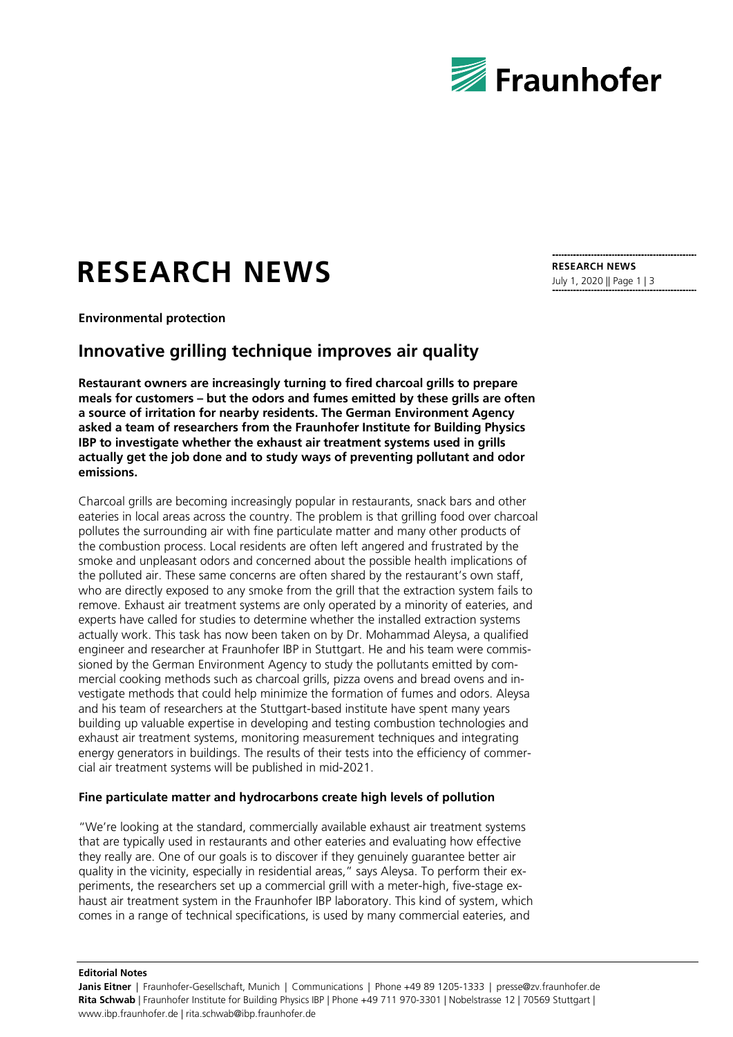# RESEARCH NEWS

**Environmental protection**

## Innovative grilling technique improves air quality

**Restaurant owners are increasingly turning to fired charcoal grills to prepare meals for customers – but the odors and fumes emitted by these grills are often a source of irritation for nearby residents. The German Environment Agency asked a team of researchers from the Fraunhofer Institute for Building Physics IBP to investigate whether the exhaust air treatment systems used in grills actually get the job done and to study ways of preventing pollutant and odor emissions.**

Charcoal grills are becoming increasingly popular in restaurants, snack bars and other eateries in local areas across the country. The problem is that grilling food over charcoal pollutes the surrounding air with fine particulate matter and many other products of the combustion process. Local residents are often left angered and frustrated by the smoke and unpleasant odors and concerned about the possible health implications of the polluted air. These same concerns are often shared by the restaurant's own staff, who are directly exposed to any smoke from the grill that the extraction system fails to remove. Exhaust air treatment systems are only operated by a minority of eateries, and experts have called for studies to determine whether the installed extraction systems actually work. This task has now been taken on by Dr. Mohammad Aleysa, a qualified engineer and researcher at Fraunhofer IBP in Stuttgart. He and his team were commissioned by the German Environment Agency to study the pollutants emitted by commercial cooking methods such as charcoal grills, pizza ovens and bread ovens and investigate methods that could help minimize the formation of fumes and odors. Aleysa and his team of researchers at the Stuttgart-based institute have spent many years building up valuable expertise in developing and testing combustion technologies and exhaust air treatment systems, monitoring measurement techniques and integrating energy generators in buildings. The results of their tests into the efficiency of commercial air treatment systems will be published in mid-2021.

### Fine particulate matter and hydrocarbons create high levels of pollution

"We're looking at the standard, commercially available exhaust air treatment systems that are typically used in restaurants and other eateries and evaluating how effective they really are. One of our goals is to discover if they genuinely guarantee better air quality in the vicinity, especially in residential areas," says Aleysa. To perform their experiments, the researchers set up a commercial grill with a meter-high, five-stage exhaust air treatment system in the Fraunhofer IBP laboratory. This kind of system, which comes in a range of technical specifications, is used by many commercial eateries, and

**Editorial Notes**

**Janis Eitner** | Fraunhofer-Gesellschaft, Munich | Communications | Phone +49 89 1205-1333 | presse@zv.fraunhofer.de
**Rita Schwab** | Fraunhofer Institute for Building Physics IBP | Phone +49 711 970-3301 | Nobelstrasse 12 | 70569 Stuttgart | www.ibp.fraunhofer.de | rita.schwab@ibp.fraunhofer.de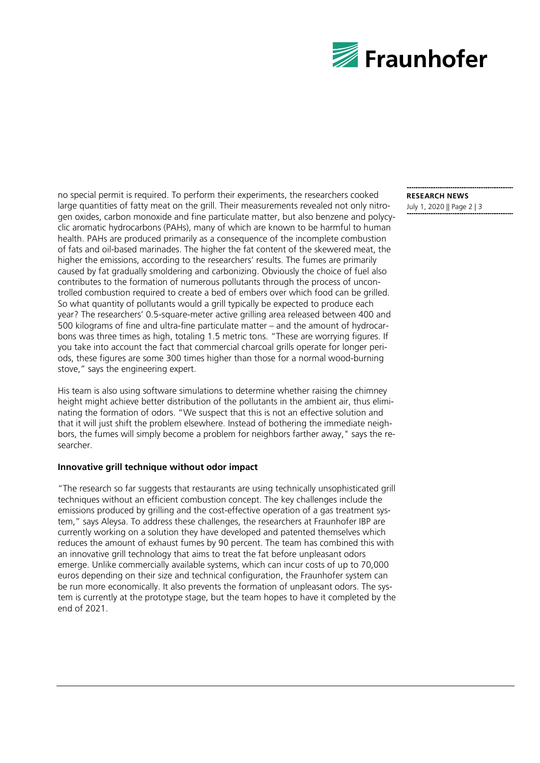no special permit is required. To perform their experiments, the researchers cooked large quantities of fatty meat on the grill. Their measurements revealed not only nitrogen oxides, carbon monoxide and fine particulate matter, but also benzene and polycyclic aromatic hydrocarbons (PAHs), many of which are known to be harmful to human health. PAHs are produced primarily as a consequence of the incomplete combustion of fats and oil-based marinades. The higher the fat content of the skewered meat, the higher the emissions, according to the researchers' results. The fumes are primarily caused by fat gradually smoldering and carbonizing. Obviously the choice of fuel also contributes to the formation of numerous pollutants through the process of uncontrolled combustion required to create a bed of embers over which food can be grilled. So what quantity of pollutants would a grill typically be expected to produce each year? The researchers' 0.5-square-meter active grilling area released between 400 and 500 kilograms of fine and ultra-fine particulate matter – and the amount of hydrocarbons was three times as high, totaling 1.5 metric tons. "These are worrying figures. If you take into account the fact that commercial charcoal grills operate for longer periods, these figures are some 300 times higher than those for a normal wood-burning stove," says the engineering expert.

His team is also using software simulations to determine whether raising the chimney height might achieve better distribution of the pollutants in the ambient air, thus eliminating the formation of odors. "We suspect that this is not an effective solution and that it will just shift the problem elsewhere. Instead of bothering the immediate neighbors, the fumes will simply become a problem for neighbors farther away," says the researcher.

**Innovative grill technique without odor impact**

"The research so far suggests that restaurants are using technically unsophisticated grill techniques without an efficient combustion concept. The key challenges include the emissions produced by grilling and the cost-effective operation of a gas treatment system," says Aleysa. To address these challenges, the researchers at Fraunhofer IBP are currently working on a solution they have developed and patented themselves which reduces the amount of exhaust fumes by 90 percent. The team has combined this with an innovative grill technology that aims to treat the fat before unpleasant odors emerge. Unlike commercially available systems, which can incur costs of up to 70,000 euros depending on their size and technical configuration, the Fraunhofer system can be run more economically. It also prevents the formation of unpleasant odors. The system is currently at the prototype stage, but the team hopes to have it completed by the end of 2021.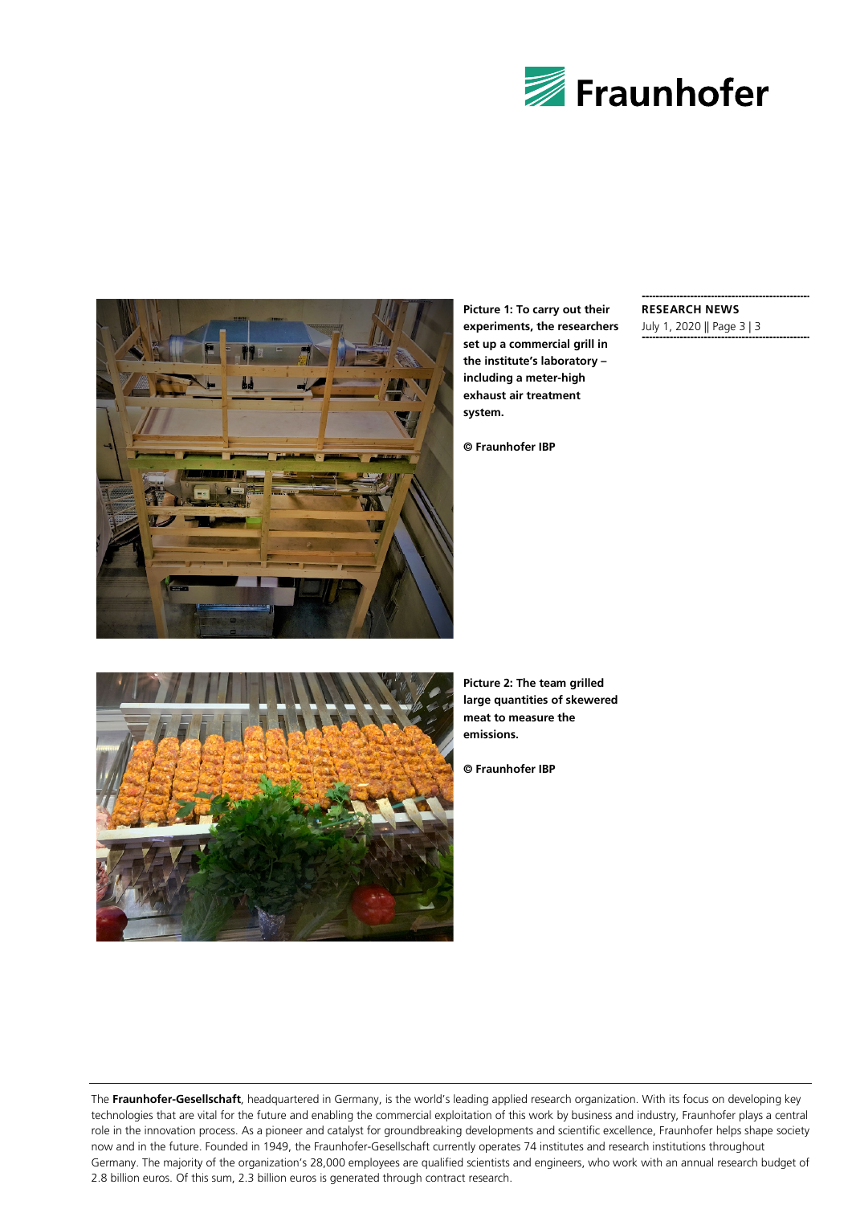**Picture 1: To carry out their experiments, the researchers set up a commercial grill in the institute's laboratory – including a meter-high exhaust air treatment system.**

**© Fraunhofer IBP**

**Picture 2: The team grilled large quantities of skewered meat to measure the emissions.**

**© Fraunhofer IBP**

The **Fraunhofer-Gesellschaft**, headquartered in Germany, is the world's leading applied research organization. With its focus on developing key technologies that are vital for the future and enabling the commercial exploitation of this work by business and industry, Fraunhofer plays a central role in the innovation process. As a pioneer and catalyst for groundbreaking developments and scientific excellence, Fraunhofer helps shape society now and in the future. Founded in 1949, the Fraunhofer-Gesellschaft currently operates 74 institutes and research institutions throughout Germany. The majority of the organization's 28,000 employees are qualified scientists and engineers, who work with an annual research budget of 2.8 billion euros. Of this sum, 2.3 billion euros is generated through contract research.